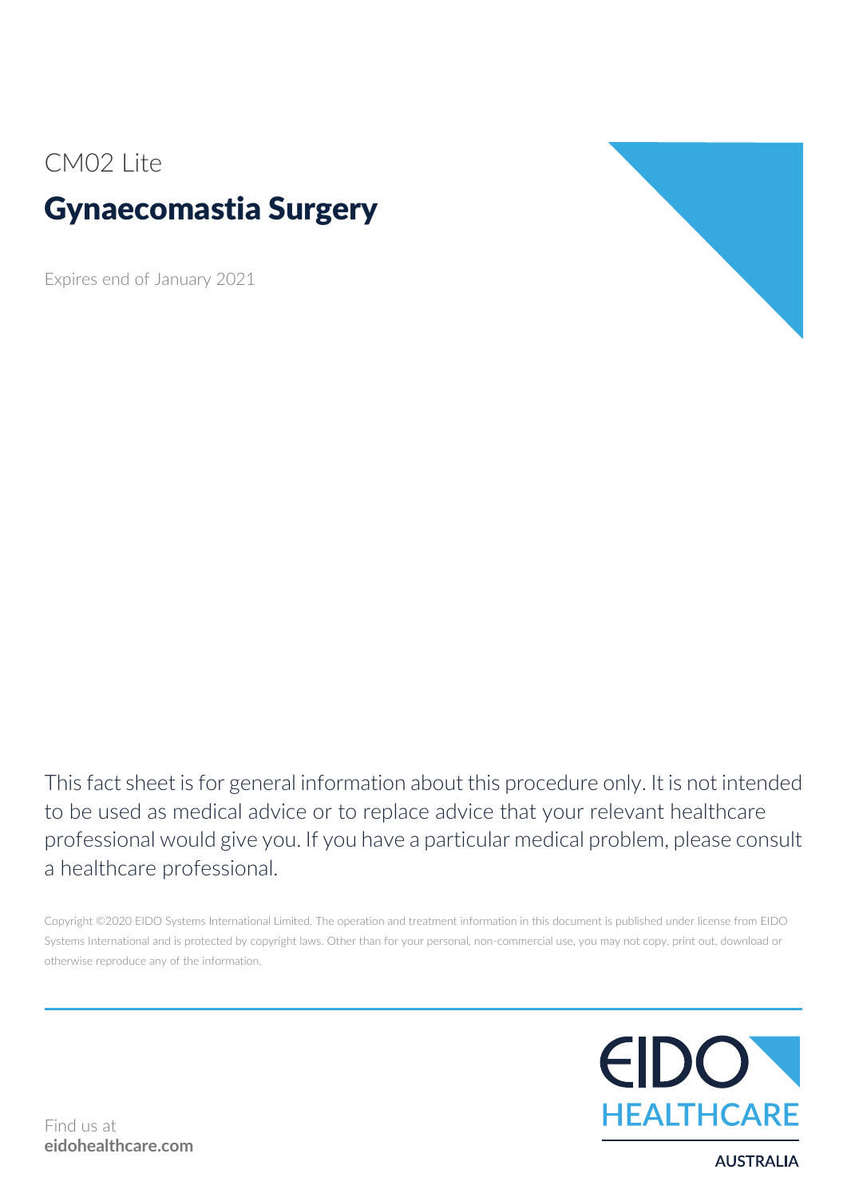CM02 Lite

# Gynaecomastia Surgery

Expires end of January 2021

This fact sheet is for general information about this procedure only. It is not intended to be used as medical advice or to replace advice that your relevant healthcare professional would give you. If you have a particular medical problem, please consult a healthcare professional.

Copyright ©2020 EIDO Systems International Limited. The operation and treatment information in this document is published under license from EIDO Systems International and is protected by copyright laws. Other than for your personal, non-commercial use, you may not copy, print out, download or otherwise reproduce any of the information.

Find us at
**eidohealthcare.com**

EIDO HEALTHCARE

AUSTRALIA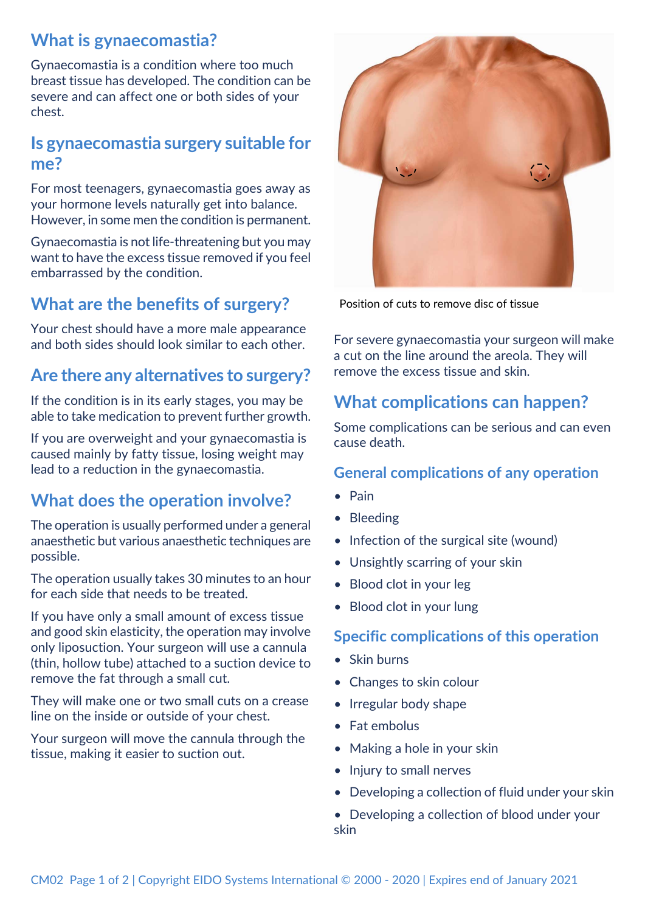## What is gynaecomastia?

Gynaecomastia is a condition where too much breast tissue has developed. The condition can be severe and can affect one or both sides of your chest.

## Is gynaecomastia surgery suitable for me?

For most teenagers, gynaecomastia goes away as your hormone levels naturally get into balance. However, in some men the condition is permanent.

Gynaecomastia is not life-threatening but you may want to have the excess tissue removed if you feel embarrassed by the condition.

## What are the benefits of surgery?

Your chest should have a more male appearance and both sides should look similar to each other.

## Are there any alternatives to surgery?

If the condition is in its early stages, you may be able to take medication to prevent further growth.

If you are overweight and your gynaecomastia is caused mainly by fatty tissue, losing weight may lead to a reduction in the gynaecomastia.

## What does the operation involve?

The operation is usually performed under a general anaesthetic but various anaesthetic techniques are possible.

The operation usually takes 30 minutes to an hour for each side that needs to be treated.

If you have only a small amount of excess tissue and good skin elasticity, the operation may involve only liposuction. Your surgeon will use a cannula (thin, hollow tube) attached to a suction device to remove the fat through a small cut.

They will make one or two small cuts on a crease line on the inside or outside of your chest.

Your surgeon will move the cannula through the tissue, making it easier to suction out.

Position of cuts to remove disc of tissue

For severe gynaecomastia your surgeon will make a cut on the line around the areola. They will remove the excess tissue and skin.

## What complications can happen?

Some complications can be serious and can even cause death.

### General complications of any operation

- Pain
- Bleeding
- Infection of the surgical site (wound)
- Unsightly scarring of your skin
- Blood clot in your leg
- Blood clot in your lung

### Specific complications of this operation

- Skin burns
- Changes to skin colour
- Irregular body shape
- Fat embolus
- Making a hole in your skin
- Injury to small nerves
- Developing a collection of fluid under your skin
- Developing a collection of blood under your skin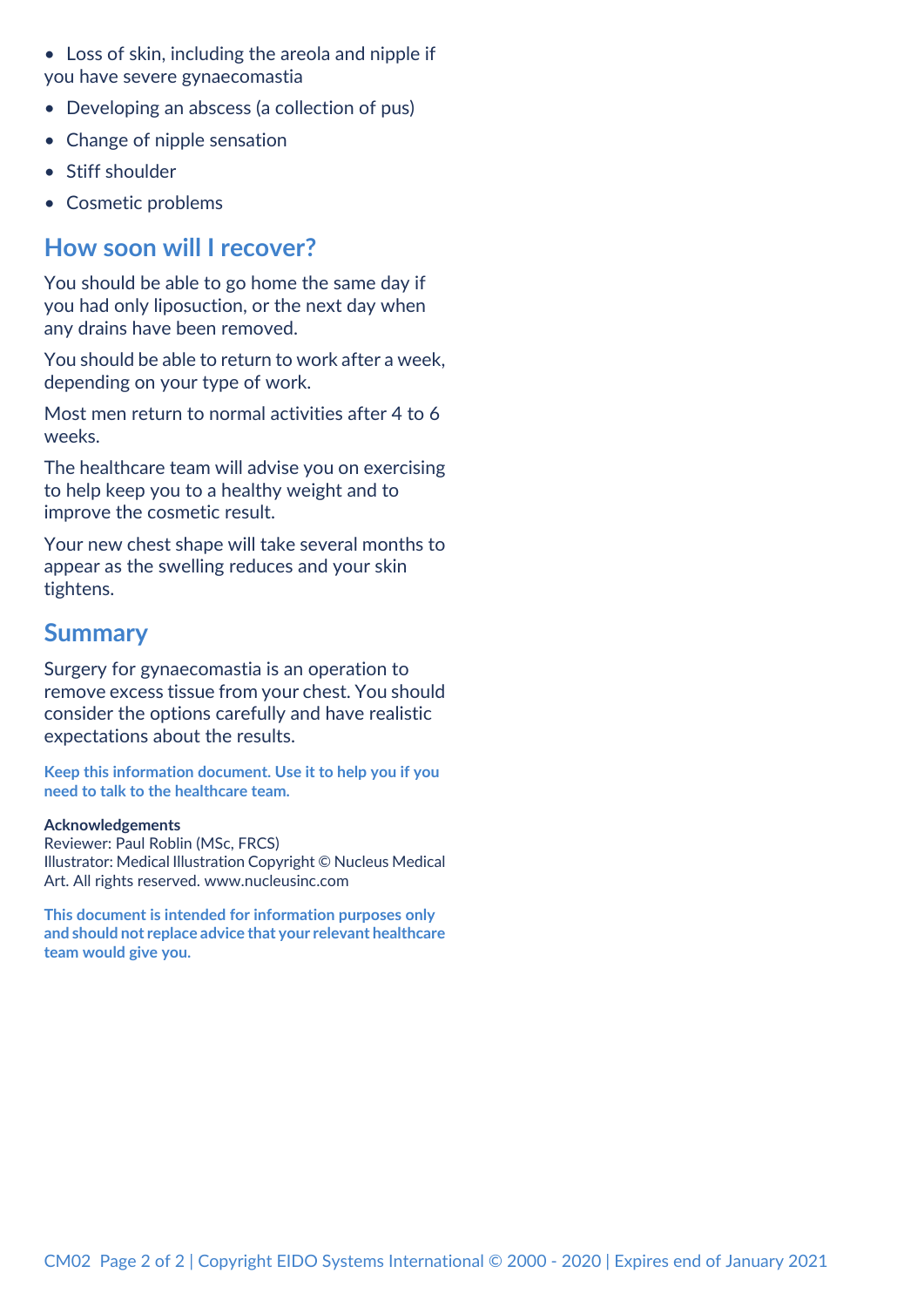- Loss of skin, including the areola and nipple if you have severe gynaecomastia
- Developing an abscess (a collection of pus)
- Change of nipple sensation
- Stiff shoulder
- Cosmetic problems

## How soon will I recover?

You should be able to go home the same day if you had only liposuction, or the next day when any drains have been removed.

You should be able to return to work after a week, depending on your type of work.

Most men return to normal activities after 4 to 6 weeks.

The healthcare team will advise you on exercising to help keep you to a healthy weight and to improve the cosmetic result.

Your new chest shape will take several months to appear as the swelling reduces and your skin tightens.

## Summary

Surgery for gynaecomastia is an operation to remove excess tissue from your chest. You should consider the options carefully and have realistic expectations about the results.

**Keep this information document. Use it to help you if you need to talk to the healthcare team.**

**Acknowledgements**
Reviewer: Paul Roblin (MSc, FRCS)
Illustrator: Medical Illustration Copyright © Nucleus Medical Art. All rights reserved. www.nucleusinc.com

**This document is intended for information purposes only and should not replace advice that your relevant healthcare team would give you.**

CM02 Copyright EIDO Systems International © 2000 - 2020 | Expires end of January 2021